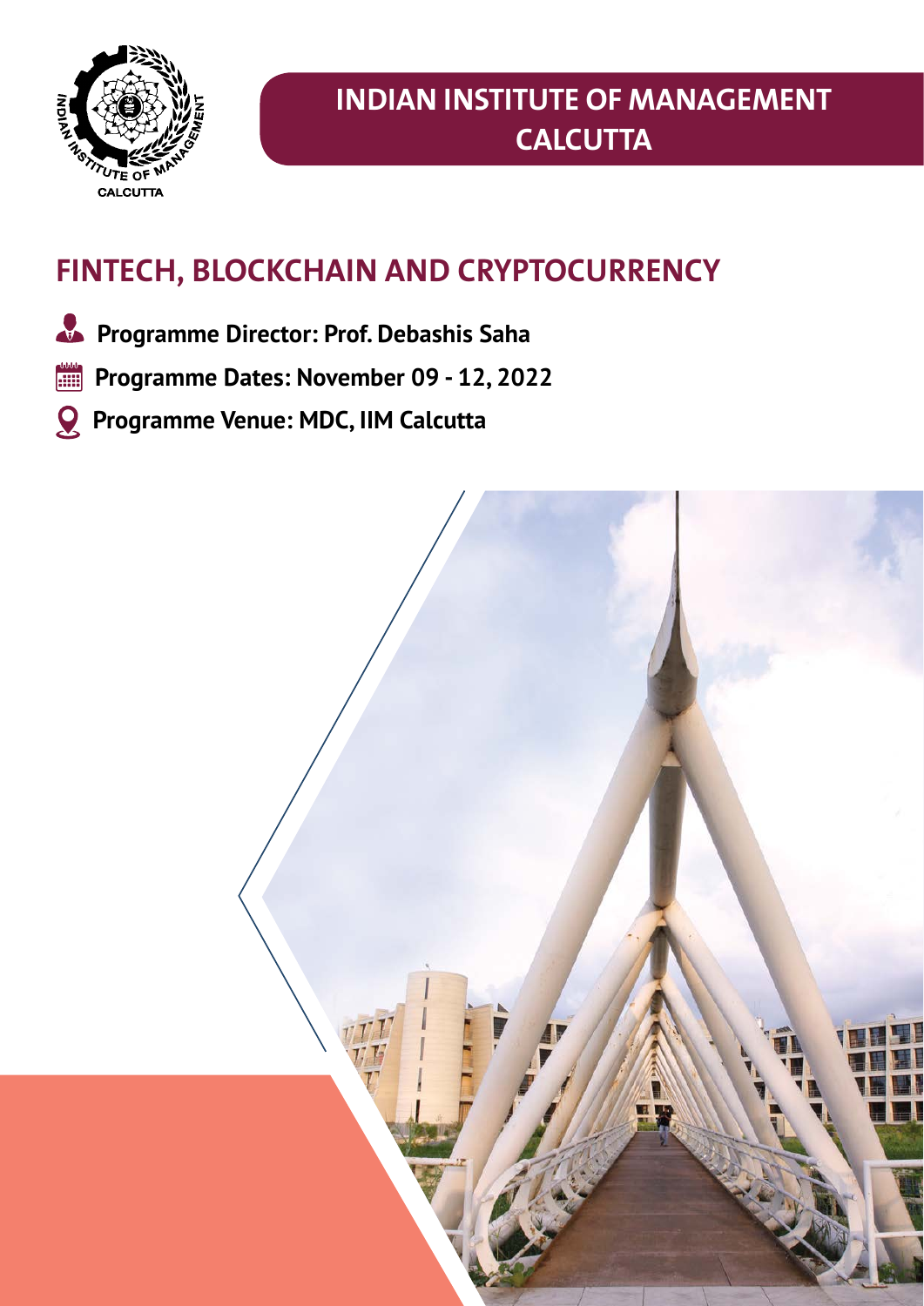# INDIAN INSTITUTE OF MANAGEMENT CALCUTTA

## FINTECH, BLOCKCHAIN AND CRYPTOCURRENCY

**Programme Director: Prof. Debashis Saha**

**Programme Dates: November 09 - 12, 2022**

**Programme Venue: MDC, IIM Calcutta**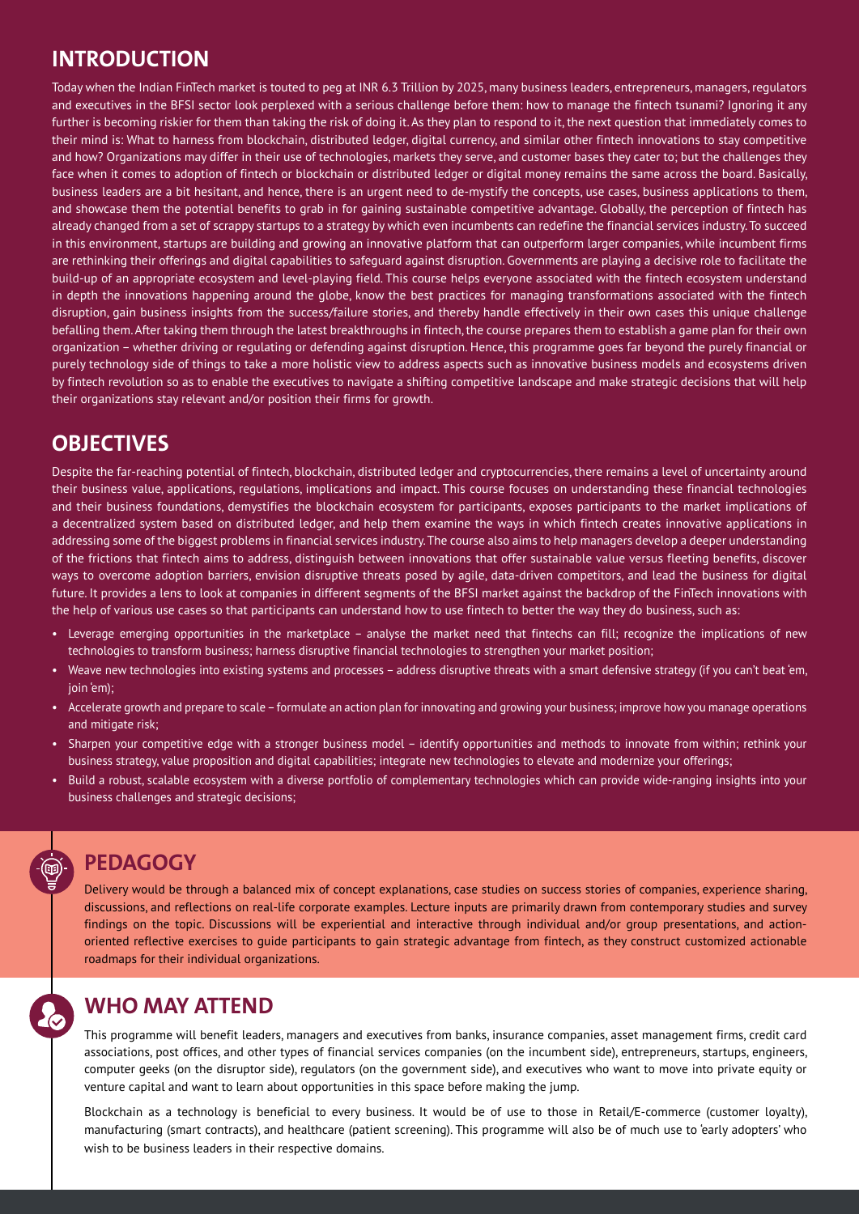## INTRODUCTION

Today when the Indian FinTech market is touted to peg at INR 6.3 Trillion by 2025, many business leaders, entrepreneurs, managers, regulators and executives in the BFSI sector look perplexed with a serious challenge before them: how to manage the fintech tsunami? Ignoring it any further is becoming riskier for them than taking the risk of doing it. As they plan to respond to it, the next question that immediately comes to their mind is: What to harness from blockchain, distributed ledger, digital currency, and similar other fintech innovations to stay competitive and how? Organizations may differ in their use of technologies, markets they serve, and customer bases they cater to; but the challenges they face when it comes to adoption of fintech or blockchain or distributed ledger or digital money remains the same across the board. Basically, business leaders are a bit hesitant, and hence, there is an urgent need to de-mystify the concepts, use cases, business applications to them, and showcase them the potential benefits to grab in for gaining sustainable competitive advantage. Globally, the perception of fintech has already changed from a set of scrappy startups to a strategy by which even incumbents can redefine the financial services industry. To succeed in this environment, startups are building and growing an innovative platform that can outperform larger companies, while incumbent firms are rethinking their offerings and digital capabilities to safeguard against disruption. Governments are playing a decisive role to facilitate the build-up of an appropriate ecosystem and level-playing field. This course helps everyone associated with the fintech ecosystem understand in depth the innovations happening around the globe, know the best practices for managing transformations associated with the fintech disruption, gain business insights from the success/failure stories, and thereby handle effectively in their own cases this unique challenge befalling them. After taking them through the latest breakthroughs in fintech, the course prepares them to establish a game plan for their own organization – whether driving or regulating or defending against disruption. Hence, this programme goes far beyond the purely financial or purely technology side of things to take a more holistic view to address aspects such as innovative business models and ecosystems driven by fintech revolution so as to enable the executives to navigate a shifting competitive landscape and make strategic decisions that will help their organizations stay relevant and/or position their firms for growth.

## OBJECTIVES

Despite the far-reaching potential of fintech, blockchain, distributed ledger and cryptocurrencies, there remains a level of uncertainty around their business value, applications, regulations, implications and impact. This course focuses on understanding these financial technologies and their business foundations, demystifies the blockchain ecosystem for participants, exposes participants to the market implications of a decentralized system based on distributed ledger, and help them examine the ways in which fintech creates innovative applications in addressing some of the biggest problems in financial services industry. The course also aims to help managers develop a deeper understanding of the frictions that fintech aims to address, distinguish between innovations that offer sustainable value versus fleeting benefits, discover ways to overcome adoption barriers, envision disruptive threats posed by agile, data-driven competitors, and lead the business for digital future. It provides a lens to look at companies in different segments of the BFSI market against the backdrop of the FinTech innovations with the help of various use cases so that participants can understand how to use fintech to better the way they do business, such as:

- Leverage emerging opportunities in the marketplace – analyse the market need that fintechs can fill; recognize the implications of new technologies to transform business; harness disruptive financial technologies to strengthen your market position;
- Weave new technologies into existing systems and processes – address disruptive threats with a smart defensive strategy (if you can't beat 'em, join 'em);
- Accelerate growth and prepare to scale – formulate an action plan for innovating and growing your business; improve how you manage operations and mitigate risk;
- Sharpen your competitive edge with a stronger business model – identify opportunities and methods to innovate from within; rethink your business strategy, value proposition and digital capabilities; integrate new technologies to elevate and modernize your offerings;
- Build a robust, scalable ecosystem with a diverse portfolio of complementary technologies which can provide wide-ranging insights into your business challenges and strategic decisions;

## PEDAGOGY

Delivery would be through a balanced mix of concept explanations, case studies on success stories of companies, experience sharing, discussions, and reflections on real-life corporate examples. Lecture inputs are primarily drawn from contemporary studies and survey findings on the topic. Discussions will be experiential and interactive through individual and/or group presentations, and action-oriented reflective exercises to guide participants to gain strategic advantage from fintech, as they construct customized actionable roadmaps for their individual organizations.

## WHO MAY ATTEND

This programme will benefit leaders, managers and executives from banks, insurance companies, asset management firms, credit card associations, post offices, and other types of financial services companies (on the incumbent side), entrepreneurs, startups, engineers, computer geeks (on the disruptor side), regulators (on the government side), and executives who want to move into private equity or venture capital and want to learn about opportunities in this space before making the jump.

Blockchain as a technology is beneficial to every business. It would be of use to those in Retail/E-commerce (customer loyalty), manufacturing (smart contracts), and healthcare (patient screening). This programme will also be of much use to 'early adopters' who wish to be business leaders in their respective domains.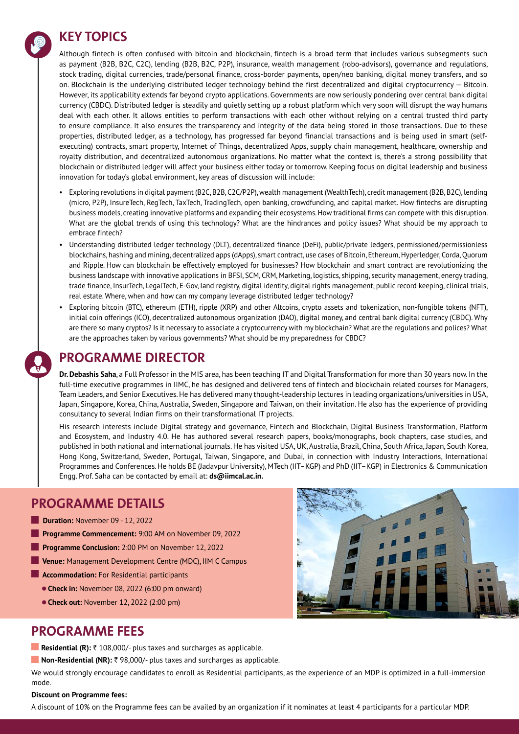## KEY TOPICS

Although fintech is often confused with bitcoin and blockchain, fintech is a broad term that includes various subsegments such as payment (B2B, B2C, C2C), lending (B2B, B2C, P2P), insurance, wealth management (robo-advisors), governance and regulations, stock trading, digital currencies, trade/personal finance, cross-border payments, open/neo banking, digital money transfers, and so on. Blockchain is the underlying distributed ledger technology behind the first decentralized and digital cryptocurrency – Bitcoin. However, its applicability extends far beyond crypto applications. Governments are now seriously pondering over central bank digital currency (CBDC). Distributed ledger is steadily and quietly setting up a robust platform which very soon will disrupt the way humans deal with each other. It allows entities to perform transactions with each other without relying on a central trusted third party to ensure compliance. It also ensures the transparency and integrity of the data being stored in those transactions. Due to these properties, distributed ledger, as a technology, has progressed far beyond financial transactions and is being used in smart (self-executing) contracts, smart property, Internet of Things, decentralized Apps, supply chain management, healthcare, ownership and royalty distribution, and decentralized autonomous organizations. No matter what the context is, there's a strong possibility that blockchain or distributed ledger will affect your business either today or tomorrow. Keeping focus on digital leadership and business innovation for today's global environment, key areas of discussion will include:

- Exploring revolutions in digital payment (B2C, B2B, C2C/P2P), wealth management (WealthTech), credit management (B2B, B2C), lending (micro, P2P), InsureTech, RegTech, TaxTech, TradingTech, open banking, crowdfunding, and capital market. How fintechs are disrupting business models, creating innovative platforms and expanding their ecosystems. How traditional firms can compete with this disruption. What are the global trends of using this technology? What are the hindrances and policy issues? What should be my approach to embrace fintech?
- Understanding distributed ledger technology (DLT), decentralized finance (DeFi), public/private ledgers, permissioned/permissionless blockchains, hashing and mining, decentralized apps (dApps), smart contract, use cases of Bitcoin, Ethereum, Hyperledger, Corda, Quorum and Ripple. How can blockchain be effectively employed for businesses? How blockchain and smart contract are revolutionizing the business landscape with innovative applications in BFSI, SCM, CRM, Marketing, logistics, shipping, security management, energy trading, trade finance, InsurTech, LegalTech, E-Gov, land registry, digital identity, digital rights management, public record keeping, clinical trials, real estate. Where, when and how can my company leverage distributed ledger technology?
- Exploring bitcoin (BTC), ethereum (ETH), ripple (XRP) and other Altcoins, crypto assets and tokenization, non-fungible tokens (NFT), initial coin offerings (ICO), decentralized autonomous organization (DAO), digital money, and central bank digital currency (CBDC). Why are there so many cryptos? Is it necessary to associate a cryptocurrency with my blockchain? What are the regulations and polices? What are the approaches taken by various governments? What should be my preparedness for CBDC?

## PROGRAMME DIRECTOR

**Dr. Debashis Saha**, a Full Professor in the MIS area, has been teaching IT and Digital Transformation for more than 30 years now. In the full-time executive programmes in IIMC, he has designed and delivered tens of fintech and blockchain related courses for Managers, Team Leaders, and Senior Executives. He has delivered many thought-leadership lectures in leading organizations/universities in USA, Japan, Singapore, Korea, China, Australia, Sweden, Singapore and Taiwan, on their invitation. He also has the experience of providing consultancy to several Indian firms on their transformational IT projects.

His research interests include Digital strategy and governance, Fintech and Blockchain, Digital Business Transformation, Platform and Ecosystem, and Industry 4.0. He has authored several research papers, books/monographs, book chapters, case studies, and published in both national and international journals. He has visited USA, UK, Australia, Brazil, China, South Africa, Japan, South Korea, Hong Kong, Switzerland, Sweden, Portugal, Taiwan, Singapore, and Dubai, in connection with Industry Interactions, International Programmes and Conferences. He holds BE (Jadavpur University), MTech (IIT–KGP) and PhD (IIT–KGP) in Electronics & Communication Engg. Prof. Saha can be contacted by email at: **ds@iimcal.ac.in.**

## PROGRAMME DETAILS

- **Duration:** November 09 - 12, 2022
- **Programme Commencement:** 9:00 AM on November 09, 2022
- **Programme Conclusion:** 2:00 PM on November 12, 2022
- **Venue:** Management Development Centre (MDC), IIM C Campus
- **Accommodation:** For Residential participants
  - **Check in:** November 08, 2022 (6:00 pm onward)
  - **Check out:** November 12, 2022 (2:00 pm)

## PROGRAMME FEES

- **Residential (R):** ₹ 108,000/- plus taxes and surcharges as applicable.
- **Non-Residential (NR):** ₹ 98,000/- plus taxes and surcharges as applicable.

We would strongly encourage candidates to enroll as Residential participants, as the experience of an MDP is optimized in a full-immersion mode.

**Discount on Programme fees:**

A discount of 10% on the Programme fees can be availed by an organization if it nominates at least 4 participants for a particular MDP.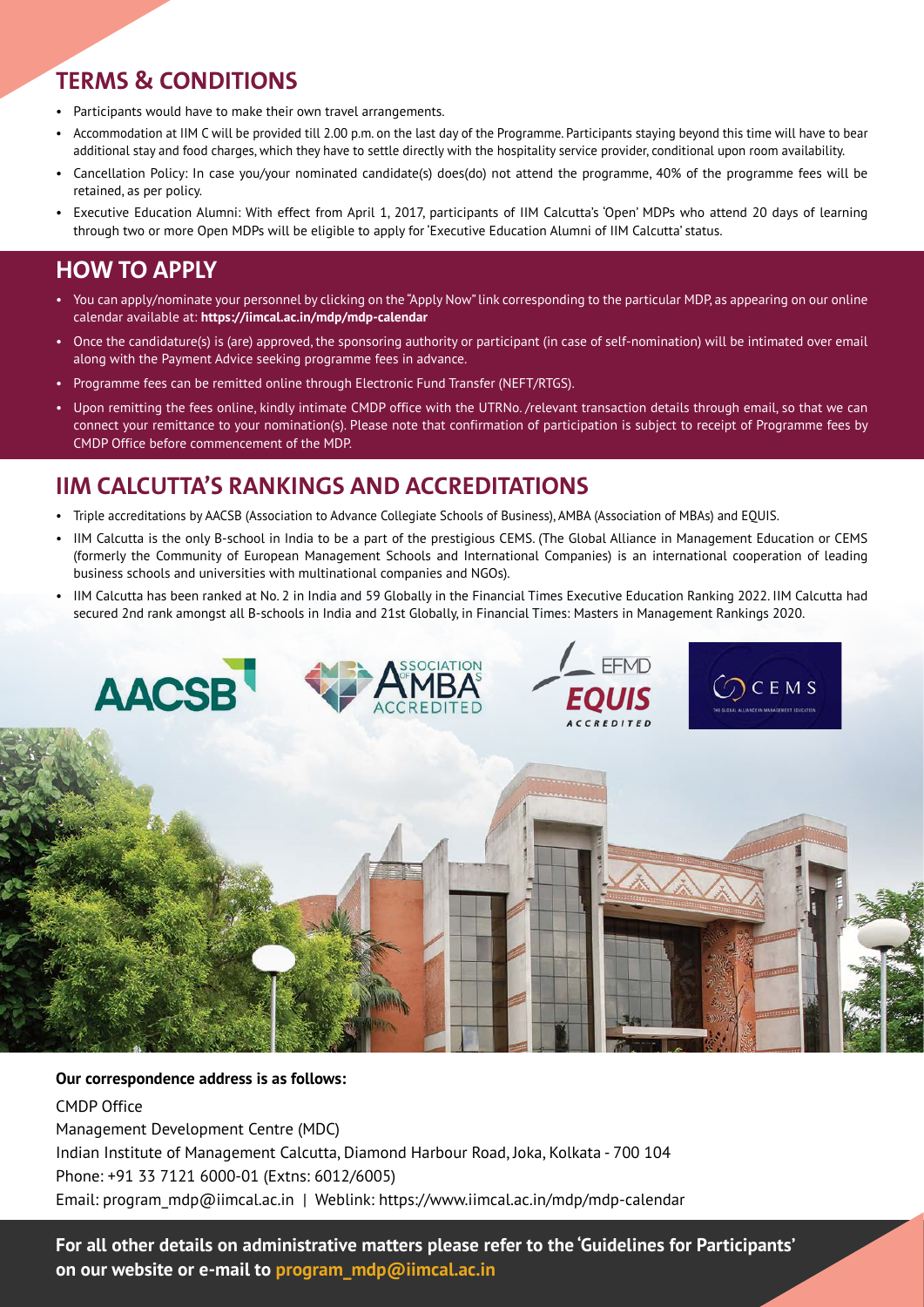## TERMS & CONDITIONS

- Participants would have to make their own travel arrangements.
- Accommodation at IIM C will be provided till 2.00 p.m. on the last day of the Programme. Participants staying beyond this time will have to bear additional stay and food charges, which they have to settle directly with the hospitality service provider, conditional upon room availability.
- Cancellation Policy: In case you/your nominated candidate(s) does(do) not attend the programme, 40% of the programme fees will be retained, as per policy.
- Executive Education Alumni: With effect from April 1, 2017, participants of IIM Calcutta's 'Open' MDPs who attend 20 days of learning through two or more Open MDPs will be eligible to apply for 'Executive Education Alumni of IIM Calcutta' status.

## HOW TO APPLY

- You can apply/nominate your personnel by clicking on the "Apply Now" link corresponding to the particular MDP, as appearing on our online calendar available at: **https://iimcal.ac.in/mdp/mdp-calendar**
- Once the candidature(s) is (are) approved, the sponsoring authority or participant (in case of self-nomination) will be intimated over email along with the Payment Advice seeking programme fees in advance.
- Programme fees can be remitted online through Electronic Fund Transfer (NEFT/RTGS).
- Upon remitting the fees online, kindly intimate CMDP office with the UTRNo. /relevant transaction details through email, so that we can connect your remittance to your nomination(s). Please note that confirmation of participation is subject to receipt of Programme fees by CMDP Office before commencement of the MDP.

## IIM CALCUTTA'S RANKINGS AND ACCREDITATIONS

- Triple accreditations by AACSB (Association to Advance Collegiate Schools of Business), AMBA (Association of MBAs) and EQUIS.
- IIM Calcutta is the only B-school in India to be a part of the prestigious CEMS. (The Global Alliance in Management Education or CEMS (formerly the Community of European Management Schools and International Companies) is an international cooperation of leading business schools and universities with multinational companies and NGOs).
- IIM Calcutta has been ranked at No. 2 in India and 59 Globally in the Financial Times Executive Education Ranking 2022. IIM Calcutta had secured 2nd rank amongst all B-schools in India and 21st Globally, in Financial Times: Masters in Management Rankings 2020.

AACSB

ASSOCIATION OF MBAS ACCREDITED

EFMD EQUIS ACCREDITED

CEMS

**Our correspondence address is as follows:**

CMDP Office
Management Development Centre (MDC)
Indian Institute of Management Calcutta, Diamond Harbour Road, Joka, Kolkata - 700 104
Phone: +91 33 7121 6000-01 (Extns: 6012/6005)
Email: program_mdp@iimcal.ac.in | Weblink: https://www.iimcal.ac.in/mdp/mdp-calendar

**For all other details on administrative matters please refer to the 'Guidelines for Participants' on our website or e-mail to program_mdp@iimcal.ac.in**